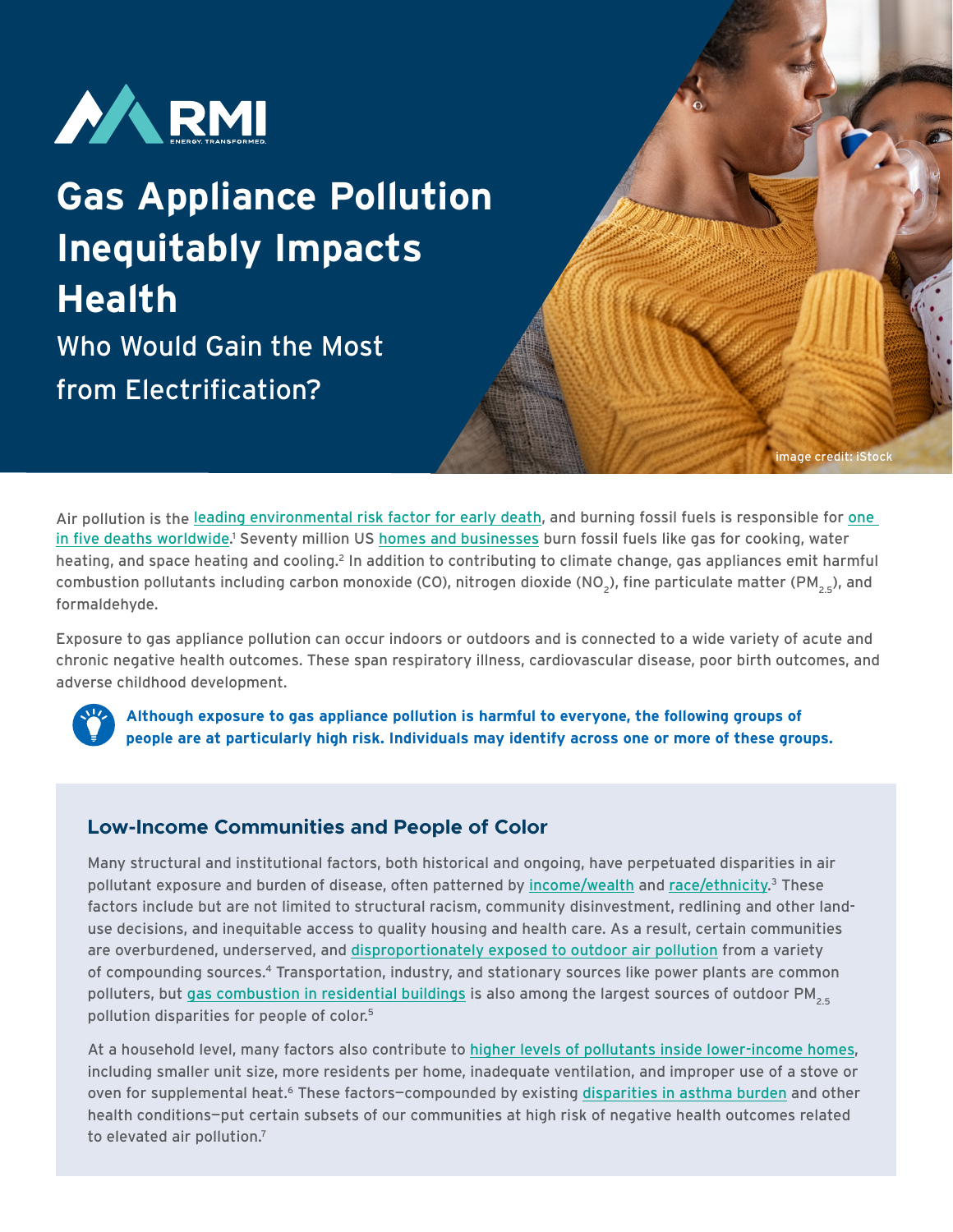RMI

ENERGY. TRANSFORMED.

# Gas Appliance Pollution Inequitably Impacts Health

## Who Would Gain the Most from Electrification?

image credit: iStock

Air pollution is the leading environmental risk factor for early death, and burning fossil fuels is responsible for one in five deaths worldwide.[1] Seventy million US homes and businesses burn fossil fuels like gas for cooking, water heating, and space heating and cooling.[2] In addition to contributing to climate change, gas appliances emit harmful combustion pollutants including carbon monoxide (CO), nitrogen dioxide ($NO_2$), fine particulate matter ($PM_{2.5}$), and formaldehyde.

Exposure to gas appliance pollution can occur indoors or outdoors and is connected to a wide variety of acute and chronic negative health outcomes. These span respiratory illness, cardiovascular disease, poor birth outcomes, and adverse childhood development.

**Although exposure to gas appliance pollution is harmful to everyone, the following groups of people are at particularly high risk. Individuals may identify across one or more of these groups.**

### Low-Income Communities and People of Color

Many structural and institutional factors, both historical and ongoing, have perpetuated disparities in air pollutant exposure and burden of disease, often patterned by income/wealth and race/ethnicity.[3] These factors include but are not limited to structural racism, community disinvestment, redlining and other land-use decisions, and inequitable access to quality housing and health care. As a result, certain communities are overburdened, underserved, and disproportionately exposed to outdoor air pollution from a variety of compounding sources.[4] Transportation, industry, and stationary sources like power plants are common polluters, but gas combustion in residential buildings is also among the largest sources of outdoor $PM_{2.5}$ pollution disparities for people of color.[5]

At a household level, many factors also contribute to higher levels of pollutants inside lower-income homes, including smaller unit size, more residents per home, inadequate ventilation, and improper use of a stove or oven for supplemental heat.[6] These factors—compounded by existing disparities in asthma burden and other health conditions—put certain subsets of our communities at high risk of negative health outcomes related to elevated air pollution.[7]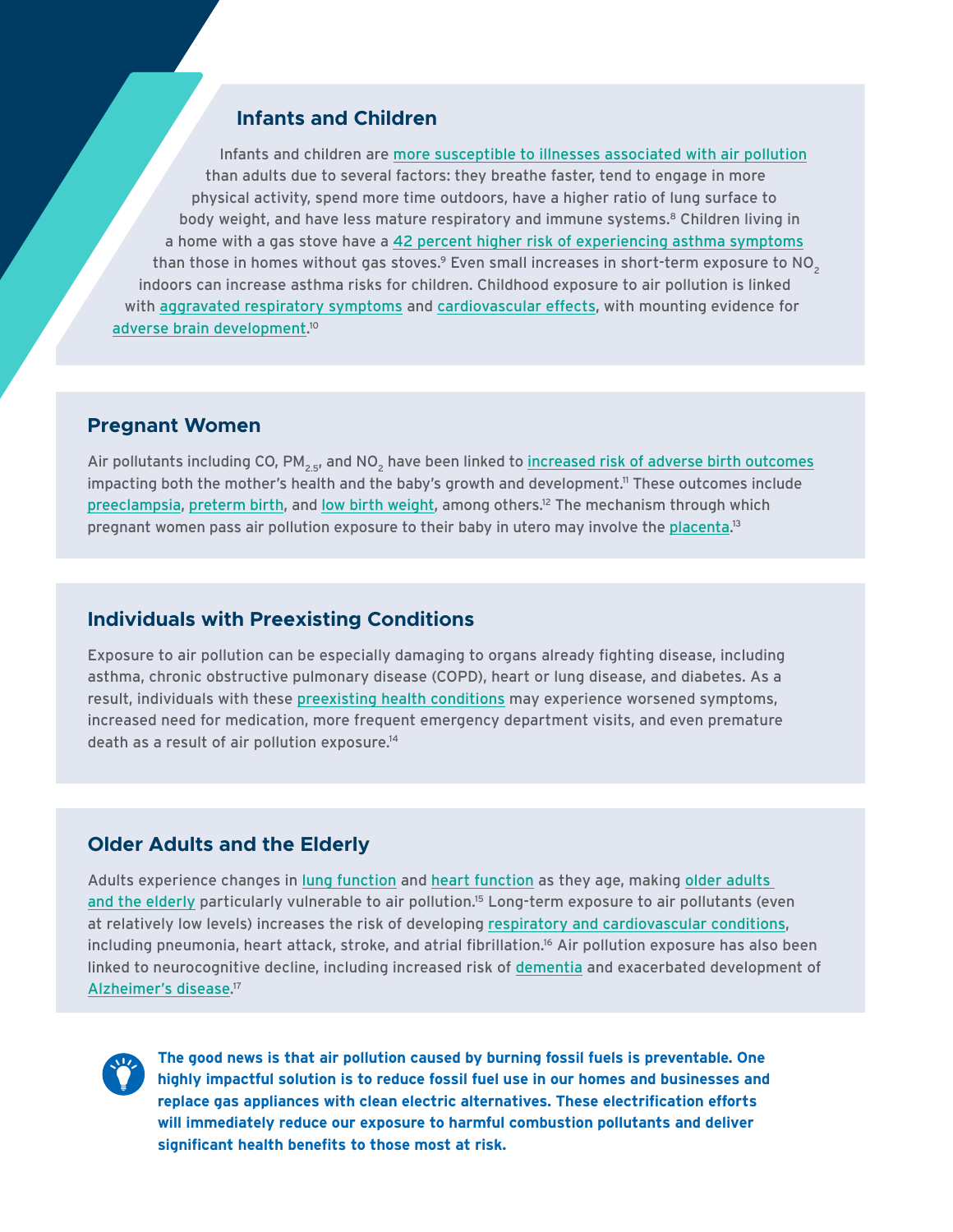## Infants and Children

Infants and children are more susceptible to illnesses associated with air pollution than adults due to several factors: they breathe faster, tend to engage in more physical activity, spend more time outdoors, have a higher ratio of lung surface to body weight, and have less mature respiratory and immune systems.[8] Children living in a home with a gas stove have a 42 percent higher risk of experiencing asthma symptoms than those in homes without gas stoves.[9] Even small increases in short-term exposure to $NO_2$ indoors can increase asthma risks for children. Childhood exposure to air pollution is linked with aggravated respiratory symptoms and cardiovascular effects, with mounting evidence for adverse brain development.[10]

## Pregnant Women

Air pollutants including CO, $PM_{2.5}$, and $NO_2$ have been linked to increased risk of adverse birth outcomes impacting both the mother's health and the baby's growth and development.[11] These outcomes include preeclampsia, preterm birth, and low birth weight, among others.[12] The mechanism through which pregnant women pass air pollution exposure to their baby in utero may involve the placenta.[13]

## Individuals with Preexisting Conditions

Exposure to air pollution can be especially damaging to organs already fighting disease, including asthma, chronic obstructive pulmonary disease (COPD), heart or lung disease, and diabetes. As a result, individuals with these preexisting health conditions may experience worsened symptoms, increased need for medication, more frequent emergency department visits, and even premature death as a result of air pollution exposure.[14]

## Older Adults and the Elderly

Adults experience changes in lung function and heart function as they age, making older adults and the elderly particularly vulnerable to air pollution.[15] Long-term exposure to air pollutants (even at relatively low levels) increases the risk of developing respiratory and cardiovascular conditions, including pneumonia, heart attack, stroke, and atrial fibrillation.[16] Air pollution exposure has also been linked to neurocognitive decline, including increased risk of dementia and exacerbated development of Alzheimer's disease.[17]

**The good news is that air pollution caused by burning fossil fuels is preventable. One highly impactful solution is to reduce fossil fuel use in our homes and businesses and replace gas appliances with clean electric alternatives. These electrification efforts will immediately reduce our exposure to harmful combustion pollutants and deliver significant health benefits to those most at risk.**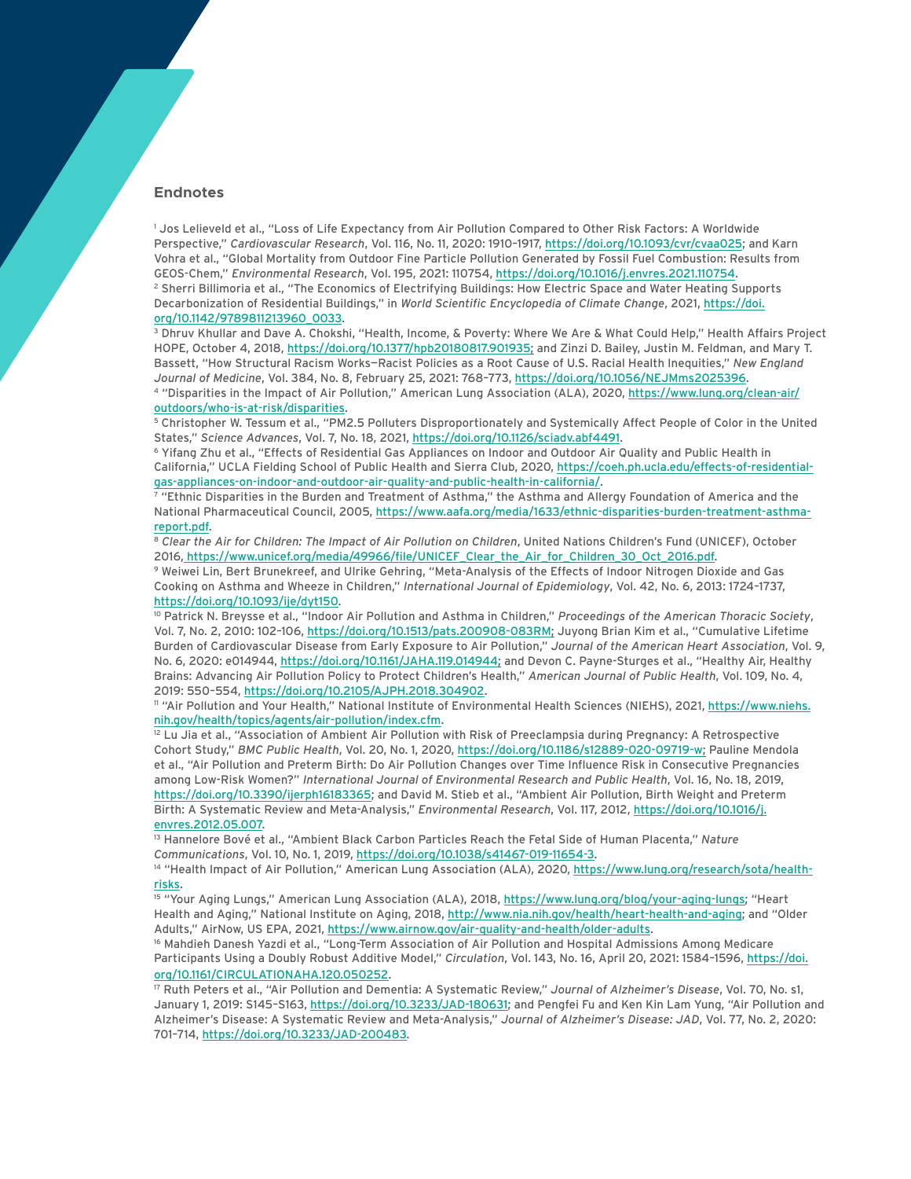## Endnotes

[1] Jos Lelieveld et al., "Loss of Life Expectancy from Air Pollution Compared to Other Risk Factors: A Worldwide Perspective," *Cardiovascular Research*, Vol. 116, No. 11, 2020: 1910–1917, https://doi.org/10.1093/cvr/cvaa025; and Karn Vohra et al., "Global Mortality from Outdoor Fine Particle Pollution Generated by Fossil Fuel Combustion: Results from GEOS-Chem," *Environmental Research*, Vol. 195, 2021: 110754, https://doi.org/10.1016/j.envres.2021.110754.

[2] Sherri Billimoria et al., "The Economics of Electrifying Buildings: How Electric Space and Water Heating Supports Decarbonization of Residential Buildings," in *World Scientific Encyclopedia of Climate Change*, 2021, https://doi.org/10.1142/9789811213960_0033.

[3] Dhruv Khullar and Dave A. Chokshi, "Health, Income, & Poverty: Where We Are & What Could Help," Health Affairs Project HOPE, October 4, 2018, https://doi.org/10.1377/hpb20180817.901935; and Zinzi D. Bailey, Justin M. Feldman, and Mary T. Bassett, "How Structural Racism Works—Racist Policies as a Root Cause of U.S. Racial Health Inequities," *New England Journal of Medicine*, Vol. 384, No. 8, February 25, 2021: 768–773, https://doi.org/10.1056/NEJMms2025396.

[4] "Disparities in the Impact of Air Pollution," American Lung Association (ALA), 2020, https://www.lung.org/clean-air/outdoors/who-is-at-risk/disparities.

[5] Christopher W. Tessum et al., "PM2.5 Polluters Disproportionately and Systemically Affect People of Color in the United States," *Science Advances*, Vol. 7, No. 18, 2021, https://doi.org/10.1126/sciadv.abf4491.

[6] Yifang Zhu et al., "Effects of Residential Gas Appliances on Indoor and Outdoor Air Quality and Public Health in California," UCLA Fielding School of Public Health and Sierra Club, 2020, https://coeh.ph.ucla.edu/effects-of-residential-gas-appliances-on-indoor-and-outdoor-air-quality-and-public-health-in-california/.

[7] "Ethnic Disparities in the Burden and Treatment of Asthma," the Asthma and Allergy Foundation of America and the National Pharmaceutical Council, 2005, https://www.aafa.org/media/1633/ethnic-disparities-burden-treatment-asthma-report.pdf.

[8] *Clear the Air for Children: The Impact of Air Pollution on Children*, United Nations Children's Fund (UNICEF), October 2016, https://www.unicef.org/media/49966/file/UNICEF_Clear_the_Air_for_Children_30_Oct_2016.pdf.

[9] Weiwei Lin, Bert Brunekreef, and Ulrike Gehring, "Meta-Analysis of the Effects of Indoor Nitrogen Dioxide and Gas Cooking on Asthma and Wheeze in Children," *International Journal of Epidemiology*, Vol. 42, No. 6, 2013: 1724–1737, https://doi.org/10.1093/ije/dyt150.

[10] Patrick N. Breysse et al., "Indoor Air Pollution and Asthma in Children," *Proceedings of the American Thoracic Society*, Vol. 7, No. 2, 2010: 102–106, https://doi.org/10.1513/pats.200908-083RM; Juyong Brian Kim et al., "Cumulative Lifetime Burden of Cardiovascular Disease from Early Exposure to Air Pollution," *Journal of the American Heart Association*, Vol. 9, No. 6, 2020: e014944, https://doi.org/10.1161/JAHA.119.014944; and Devon C. Payne-Sturges et al., "Healthy Air, Healthy Brains: Advancing Air Pollution Policy to Protect Children's Health," *American Journal of Public Health*, Vol. 109, No. 4, 2019: 550–554, https://doi.org/10.2105/AJPH.2018.304902.

[11] "Air Pollution and Your Health," National Institute of Environmental Health Sciences (NIEHS), 2021, https://www.niehs.nih.gov/health/topics/agents/air-pollution/index.cfm.

[12] Lu Jia et al., "Association of Ambient Air Pollution with Risk of Preeclampsia during Pregnancy: A Retrospective Cohort Study," *BMC Public Health*, Vol. 20, No. 1, 2020, https://doi.org/10.1186/s12889-020-09719-w; Pauline Mendola et al., "Air Pollution and Preterm Birth: Do Air Pollution Changes over Time Influence Risk in Consecutive Pregnancies among Low-Risk Women?" *International Journal of Environmental Research and Public Health*, Vol. 16, No. 18, 2019, https://doi.org/10.3390/ijerph16183365; and David M. Stieb et al., "Ambient Air Pollution, Birth Weight and Preterm Birth: A Systematic Review and Meta-Analysis," *Environmental Research*, Vol. 117, 2012, https://doi.org/10.1016/j.envres.2012.05.007.

[13] Hannelore Bové et al., "Ambient Black Carbon Particles Reach the Fetal Side of Human Placenta," *Nature Communications*, Vol. 10, No. 1, 2019, https://doi.org/10.1038/s41467-019-11654-3.

[14] "Health Impact of Air Pollution," American Lung Association (ALA), 2020, https://www.lung.org/research/sota/health-risks.

[15] "Your Aging Lungs," American Lung Association (ALA), 2018, https://www.lung.org/blog/your-aging-lungs; "Heart Health and Aging," National Institute on Aging, 2018, http://www.nia.nih.gov/health/heart-health-and-aging; and "Older Adults," AirNow, US EPA, 2021, https://www.airnow.gov/air-quality-and-health/older-adults.

[16] Mahdieh Danesh Yazdi et al., "Long-Term Association of Air Pollution and Hospital Admissions Among Medicare Participants Using a Doubly Robust Additive Model," *Circulation*, Vol. 143, No. 16, April 20, 2021: 1584–1596, https://doi.org/10.1161/CIRCULATIONAHA.120.050252.

[17] Ruth Peters et al., "Air Pollution and Dementia: A Systematic Review," *Journal of Alzheimer's Disease*, Vol. 70, No. s1, January 1, 2019: S145–S163, https://doi.org/10.3233/JAD-180631; and Pengfei Fu and Ken Kin Lam Yung, "Air Pollution and Alzheimer's Disease: A Systematic Review and Meta-Analysis," *Journal of Alzheimer's Disease: JAD*, Vol. 77, No. 2, 2020: 701–714, https://doi.org/10.3233/JAD-200483.